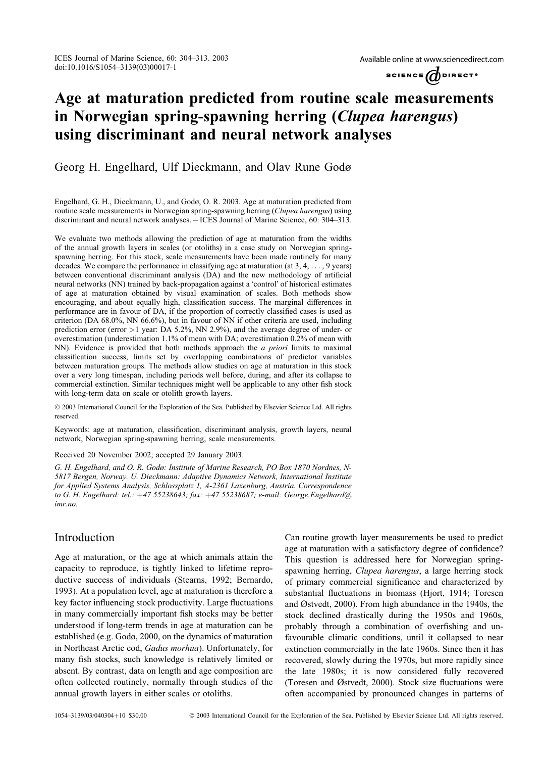# Age at maturation predicted from routine scale measurements in Norwegian spring-spawning herring (*Clupea harengus*) using discriminant and neural network analyses

Georg H. Engelhard, Ulf Dieckmann, and Olav Rune Godø

Engelhard, G. H., Dieckmann, U., and Godø, O. R. 2003. Age at maturation predicted from routine scale measurements in Norwegian spring-spawning herring (*Clupea harengus*) using discriminant and neural network analyses. – ICES Journal of Marine Science, 60: 304–313.

We evaluate two methods allowing the prediction of age at maturation from the widths of the annual growth layers in scales (or otoliths) in a case study on Norwegian spring-spawning herring. For this stock, scale measurements have been made routinely for many decades. We compare the performance in classifying age at maturation (at 3, 4, ..., 9 years) between conventional discriminant analysis (DA) and the new methodology of artificial neural networks (NN) trained by back-propagation against a 'control' of historical estimates of age at maturation obtained by visual examination of scales. Both methods show encouraging, and about equally high, classification success. The marginal differences in performance are in favour of DA, if the proportion of correctly classified cases is used as criterion (DA 68.0%, NN 66.6%), but in favour of NN if other criteria are used, including prediction error (error >1 year: DA 5.2%, NN 2.9%), and the average degree of under- or overestimation (underestimation 1.1% of mean with DA; overestimation 0.2% of mean with NN). Evidence is provided that both methods approach the *a priori* limits to maximal classification success, limits set by overlapping combinations of predictor variables between maturation groups. The methods allow studies on age at maturation in this stock over a very long timespan, including periods well before, during, and after its collapse to commercial extinction. Similar techniques might well be applicable to any other fish stock with long-term data on scale or otolith growth layers.

© 2003 International Council for the Exploration of the Sea. Published by Elsevier Science Ltd. All rights reserved.

Keywords: age at maturation, classification, discriminant analysis, growth layers, neural network, Norwegian spring-spawning herring, scale measurements.

Received 20 November 2002; accepted 29 January 2003.

*G. H. Engelhard, and O. R. Godø: Institute of Marine Research, PO Box 1870 Nordnes, N-5817 Bergen, Norway. U. Dieckmann: Adaptive Dynamics Network, International Institute for Applied Systems Analysis, Schlossplatz 1, A-2361 Laxenburg, Austria. Correspondence to G. H. Engelhard: tel.: +47 55238643; fax: +47 55238687; e-mail: George.Engelhard@imr.no.*

## Introduction

Age at maturation, or the age at which animals attain the capacity to reproduce, is tightly linked to lifetime reproductive success of individuals (Stearns, 1992; Bernardo, 1993). At a population level, age at maturation is therefore a key factor influencing stock productivity. Large fluctuations in many commercially important fish stocks may be better understood if long-term trends in age at maturation can be established (e.g. Godø, 2000, on the dynamics of maturation in Northeast Arctic cod, *Gadus morhua*). Unfortunately, for many fish stocks, such knowledge is relatively limited or absent. By contrast, data on length and age composition are often collected routinely, normally through studies of the annual growth layers in either scales or otoliths.

Can routine growth layer measurements be used to predict age at maturation with a satisfactory degree of confidence? This question is addressed here for Norwegian spring-spawning herring, *Clupea harengus*, a large herring stock of primary commercial significance and characterized by substantial fluctuations in biomass (Hjort, 1914; Toresen and Østvedt, 2000). From high abundance in the 1940s, the stock declined drastically during the 1950s and 1960s, probably through a combination of overfishing and unfavourable climatic conditions, until it collapsed to near extinction commercially in the late 1960s. Since then it has recovered, slowly during the 1970s, but more rapidly since the late 1980s; it is now considered fully recovered (Toresen and Østvedt, 2000). Stock size fluctuations were often accompanied by pronounced changes in patterns of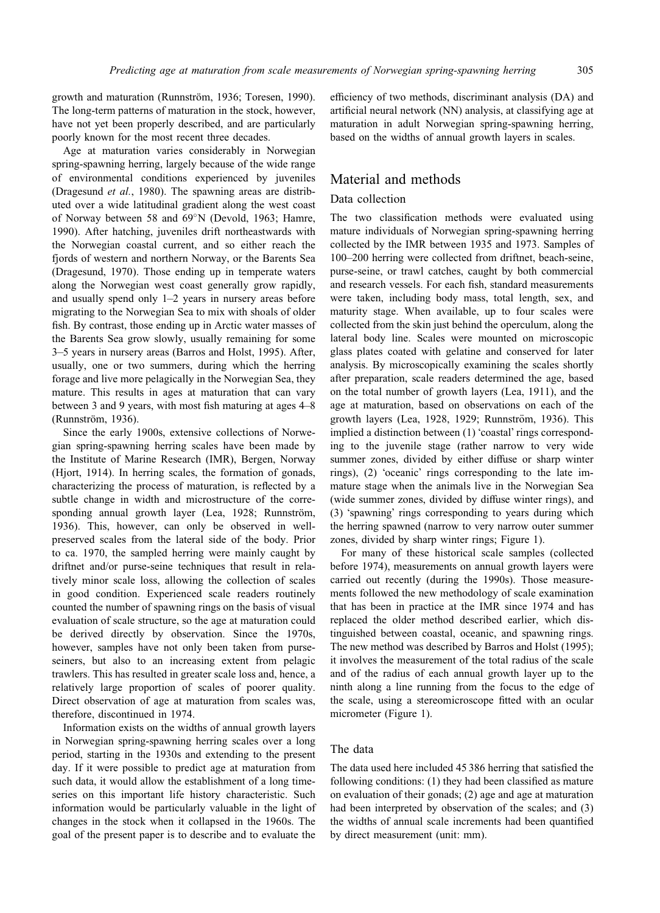growth and maturation (Runnström, 1936; Toresen, 1990). The long-term patterns of maturation in the stock, however, have not yet been properly described, and are particularly poorly known for the most recent three decades.

Age at maturation varies considerably in Norwegian spring-spawning herring, largely because of the wide range of environmental conditions experienced by juveniles (Dragesund *et al.*, 1980). The spawning areas are distributed over a wide latitudinal gradient along the west coast of Norway between 58 and 69°N (Devold, 1963; Hamre, 1990). After hatching, juveniles drift northeastwards with the Norwegian coastal current, and so either reach the fjords of western and northern Norway, or the Barents Sea (Dragesund, 1970). Those ending up in temperate waters along the Norwegian west coast generally grow rapidly, and usually spend only 1–2 years in nursery areas before migrating to the Norwegian Sea to mix with shoals of older fish. By contrast, those ending up in Arctic water masses of the Barents Sea grow slowly, usually remaining for some 3–5 years in nursery areas (Barros and Holst, 1995). After, usually, one or two summers, during which the herring forage and live more pelagically in the Norwegian Sea, they mature. This results in ages at maturation that can vary between 3 and 9 years, with most fish maturing at ages 4–8 (Runnström, 1936).

Since the early 1900s, extensive collections of Norwegian spring-spawning herring scales have been made by the Institute of Marine Research (IMR), Bergen, Norway (Hjort, 1914). In herring scales, the formation of gonads, characterizing the process of maturation, is reflected by a subtle change in width and microstructure of the corresponding annual growth layer (Lea, 1928; Runnström, 1936). This, however, can only be observed in well-preserved scales from the lateral side of the body. Prior to ca. 1970, the sampled herring were mainly caught by driftnet and/or purse-seine techniques that result in relatively minor scale loss, allowing the collection of scales in good condition. Experienced scale readers routinely counted the number of spawning rings on the basis of visual evaluation of scale structure, so the age at maturation could be derived directly by observation. Since the 1970s, however, samples have not only been taken from purse-seiners, but also to an increasing extent from pelagic trawlers. This has resulted in greater scale loss and, hence, a relatively large proportion of scales of poorer quality. Direct observation of age at maturation from scales was, therefore, discontinued in 1974.

Information exists on the widths of annual growth layers in Norwegian spring-spawning herring scales over a long period, starting in the 1930s and extending to the present day. If it were possible to predict age at maturation from such data, it would allow the establishment of a long time-series on this important life history characteristic. Such information would be particularly valuable in the light of changes in the stock when it collapsed in the 1960s. The goal of the present paper is to describe and to evaluate the efficiency of two methods, discriminant analysis (DA) and artificial neural network (NN) analysis, at classifying age at maturation in adult Norwegian spring-spawning herring, based on the widths of annual growth layers in scales.

## Material and methods

### Data collection

The two classification methods were evaluated using mature individuals of Norwegian spring-spawning herring collected by the IMR between 1935 and 1973. Samples of 100–200 herring were collected from driftnet, beach-seine, purse-seine, or trawl catches, caught by both commercial and research vessels. For each fish, standard measurements were taken, including body mass, total length, sex, and maturity stage. When available, up to four scales were collected from the skin just behind the operculum, along the lateral body line. Scales were mounted on microscopic glass plates coated with gelatine and conserved for later analysis. By microscopically examining the scales shortly after preparation, scale readers determined the age, based on the total number of growth layers (Lea, 1911), and the age at maturation, based on observations on each of the growth layers (Lea, 1928, 1929; Runnström, 1936). This implied a distinction between (1) 'coastal' rings corresponding to the juvenile stage (rather narrow to very wide summer zones, divided by either diffuse or sharp winter rings), (2) 'oceanic' rings corresponding to the late immature stage when the animals live in the Norwegian Sea (wide summer zones, divided by diffuse winter rings), and (3) 'spawning' rings corresponding to years during which the herring spawned (narrow to very narrow outer summer zones, divided by sharp winter rings; Figure 1).

For many of these historical scale samples (collected before 1974), measurements on annual growth layers were carried out recently (during the 1990s). Those measurements followed the new methodology of scale examination that has been in practice at the IMR since 1974 and has replaced the older method described earlier, which distinguished between coastal, oceanic, and spawning rings. The new method was described by Barros and Holst (1995); it involves the measurement of the total radius of the scale and of the radius of each annual growth layer up to the ninth along a line running from the focus to the edge of the scale, using a stereomicroscope fitted with an ocular micrometer (Figure 1).

### The data

The data used here included 45 386 herring that satisfied the following conditions: (1) they had been classified as mature on evaluation of their gonads; (2) age and age at maturation had been interpreted by observation of the scales; and (3) the widths of annual scale increments had been quantified by direct measurement (unit: mm).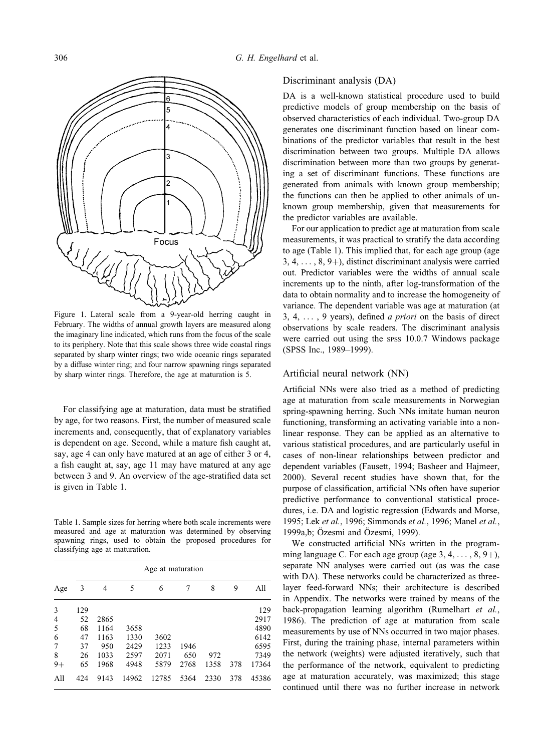Figure 1. Lateral scale from a 9-year-old herring caught in February. The widths of annual growth layers are measured along the imaginary line indicated, which runs from the focus of the scale to its periphery. Note that this scale shows three wide coastal rings separated by sharp winter rings; two wide oceanic rings separated by a diffuse winter ring; and four narrow spawning rings separated by sharp winter rings. Therefore, the age at maturation is 5.

For classifying age at maturation, data must be stratified by age, for two reasons. First, the number of measured scale increments and, consequently, that of explanatory variables is dependent on age. Second, while a mature fish caught at, say, age 4 can only have matured at an age of either 3 or 4, a fish caught at, say, age 11 may have matured at any age between 3 and 9. An overview of the age-stratified data set is given in Table 1.

Table 1. Sample sizes for herring where both scale increments were measured and age at maturation was determined by observing spawning rings, used to obtain the proposed procedures for classifying age at maturation.

| | Age at maturation | | | | | | | |
|---|---|---|---|---|---|---|---|---|
| Age | 3 | 4 | 5 | 6 | 7 | 8 | 9 | All |
| 3 | 129 | | | | | | | 129 |
| 4 | 52 | 2865 | | | | | | 2917 |
| 5 | 68 | 1164 | 3658 | | | | | 4890 |
| 6 | 47 | 1163 | 1330 | 3602 | | | | 6142 |
| 7 | 37 | 950 | 2429 | 1233 | 1946 | | | 6595 |
| 8 | 26 | 1033 | 2597 | 2071 | 650 | 972 | | 7349 |
| 9+ | 65 | 1968 | 4948 | 5879 | 2768 | 1358 | 378 | 17364 |
| All | 424 | 9143 | 14962 | 12785 | 5364 | 2330 | 378 | 45386 |

## Discriminant analysis (DA)

DA is a well-known statistical procedure used to build predictive models of group membership on the basis of observed characteristics of each individual. Two-group DA generates one discriminant function based on linear combinations of the predictor variables that result in the best discrimination between two groups. Multiple DA allows discrimination between more than two groups by generating a set of discriminant functions. These functions are generated from animals with known group membership; the functions can then be applied to other animals of unknown group membership, given that measurements for the predictor variables are available.

For our application to predict age at maturation from scale measurements, it was practical to stratify the data according to age (Table 1). This implied that, for each age group (age 3, 4, ..., 8, 9+), distinct discriminant analysis were carried out. Predictor variables were the widths of annual scale increments up to the ninth, after log-transformation of the data to obtain normality and to increase the homogeneity of variance. The dependent variable was age at maturation (at 3, 4, ..., 9 years), defined *a priori* on the basis of direct observations by scale readers. The discriminant analysis were carried out using the SPSS 10.0.7 Windows package (SPSS Inc., 1989–1999).

## Artificial neural network (NN)

Artificial NNs were also tried as a method of predicting age at maturation from scale measurements in Norwegian spring-spawning herring. Such NNs imitate human neuron functioning, transforming an activating variable into a non-linear response. They can be applied as an alternative to various statistical procedures, and are particularly useful in cases of non-linear relationships between predictor and dependent variables (Fausett, 1994; Basheer and Hajmeer, 2000). Several recent studies have shown that, for the purpose of classification, artificial NNs often have superior predictive performance to conventional statistical procedures, i.e. DA and logistic regression (Edwards and Morse, 1995; Lek *et al.*, 1996; Simmonds *et al.*, 1996; Manel *et al.*, 1999a,b; Özesmi and Özesmi, 1999).

We constructed artificial NNs written in the programming language C. For each age group (age 3, 4, ..., 8, 9+), separate NN analyses were carried out (as was the case with DA). These networks could be characterized as three-layer feed-forward NNs; their architecture is described in Appendix. The networks were trained by means of the back-propagation learning algorithm (Rumelhart *et al.*, 1986). The prediction of age at maturation from scale measurements by use of NNs occurred in two major phases. First, during the training phase, internal parameters within the network (weights) were adjusted iteratively, such that the performance of the network, equivalent to predicting age at maturation accurately, was maximized; this stage continued until there was no further increase in network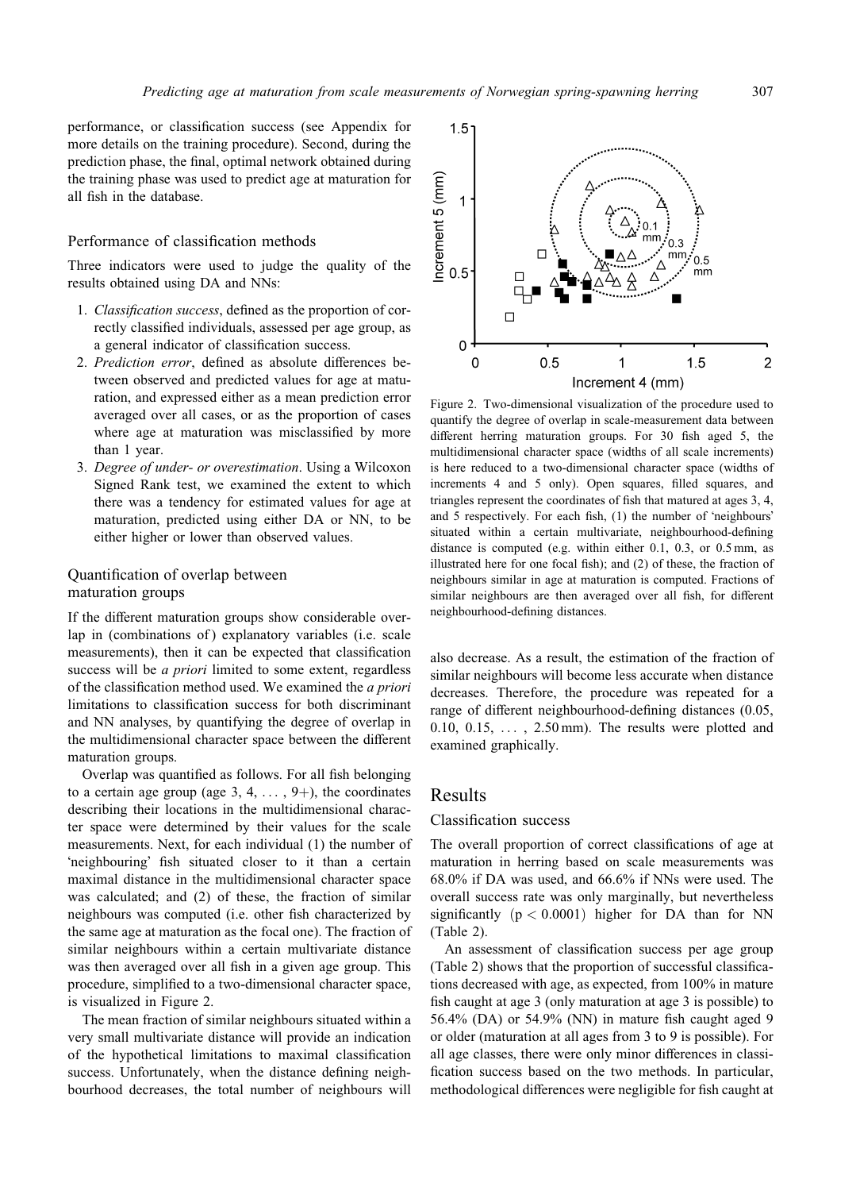performance, or classification success (see Appendix for more details on the training procedure). Second, during the prediction phase, the final, optimal network obtained during the training phase was used to predict age at maturation for all fish in the database.

### Performance of classification methods

Three indicators were used to judge the quality of the results obtained using DA and NNs:

1. *Classification success*, defined as the proportion of correctly classified individuals, assessed per age group, as a general indicator of classification success.
2. *Prediction error*, defined as absolute differences between observed and predicted values for age at maturation, and expressed either as a mean prediction error averaged over all cases, or as the proportion of cases where age at maturation was misclassified by more than 1 year.
3. *Degree of under- or overestimation*. Using a Wilcoxon Signed Rank test, we examined the extent to which there was a tendency for estimated values for age at maturation, predicted using either DA or NN, to be either higher or lower than observed values.

### Quantification of overlap between maturation groups

If the different maturation groups show considerable overlap in (combinations of) explanatory variables (i.e. scale measurements), then it can be expected that classification success will be *a priori* limited to some extent, regardless of the classification method used. We examined the *a priori* limitations to classification success for both discriminant and NN analyses, by quantifying the degree of overlap in the multidimensional character space between the different maturation groups.

Overlap was quantified as follows. For all fish belonging to a certain age group (age 3, 4, ..., 9+), the coordinates describing their locations in the multidimensional character space were determined by their values for the scale measurements. Next, for each individual (1) the number of 'neighbouring' fish situated closer to it than a certain maximal distance in the multidimensional character space was calculated; and (2) of these, the fraction of similar neighbours was computed (i.e. other fish characterized by the same age at maturation as the focal one). The fraction of similar neighbours within a certain multivariate distance was then averaged over all fish in a given age group. This procedure, simplified to a two-dimensional character space, is visualized in Figure 2.

The mean fraction of similar neighbours situated within a very small multivariate distance will provide an indication of the hypothetical limitations to maximal classification success. Unfortunately, when the distance defining neighbourhood decreases, the total number of neighbours will also decrease. As a result, the estimation of the fraction of similar neighbours will become less accurate when distance decreases. Therefore, the procedure was repeated for a range of different neighbourhood-defining distances (0.05, 0.10, 0.15, ..., 2.50 mm). The results were plotted and examined graphically.

Figure 2. Two-dimensional visualization of the procedure used to quantify the degree of overlap in scale-measurement data between different herring maturation groups. For 30 fish aged 5, the multidimensional character space (widths of all scale increments) is here reduced to a two-dimensional character space (widths of increments 4 and 5 only). Open squares, filled squares, and triangles represent the coordinates of fish that matured at ages 3, 4, and 5 respectively. For each fish, (1) the number of 'neighbours' situated within a certain multivariate, neighbourhood-defining distance is computed (e.g. within either 0.1, 0.3, or 0.5 mm, as illustrated here for one focal fish); and (2) of these, the fraction of neighbours similar in age at maturation is computed. Fractions of similar neighbours are then averaged over all fish, for different neighbourhood-defining distances.

## Results

### Classification success

The overall proportion of correct classifications of age at maturation in herring based on scale measurements was 68.0% if DA was used, and 66.6% if NNs were used. The overall success rate was only marginally, but nevertheless significantly $(p < 0.0001)$ higher for DA than for NN (Table 2).

An assessment of classification success per age group (Table 2) shows that the proportion of successful classifications decreased with age, as expected, from 100% in mature fish caught at age 3 (only maturation at age 3 is possible) to 56.4% (DA) or 54.9% (NN) in mature fish caught aged 9 or older (maturation at all ages from 3 to 9 is possible). For all age classes, there were only minor differences in classification success based on the two methods. In particular, methodological differences were negligible for fish caught at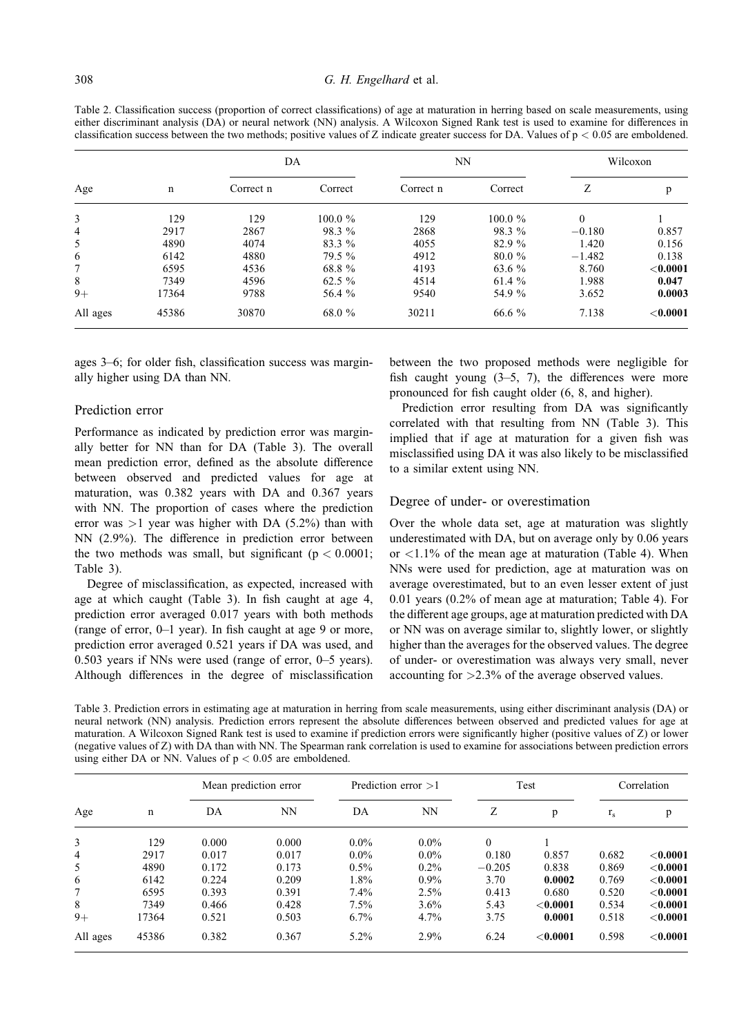Table 2. Classification success (proportion of correct classifications) of age at maturation in herring based on scale measurements, using either discriminant analysis (DA) or neural network (NN) analysis. A Wilcoxon Signed Rank test is used to examine for differences in classification success between the two methods; positive values of Z indicate greater success for DA. Values of $p < 0.05$ are emboldened.

| Age | n | DA | | NN | | Wilcoxon | |
|---|---|---|---|---|---|---|---|
| | | Correct n | Correct | Correct n | Correct | Z | p |
| 3 | 129 | 129 | 100.0 % | 129 | 100.0 % | 0 | 1 |
| 4 | 2917 | 2867 | 98.3 % | 2868 | 98.3 % | −0.180 | 0.857 |
| 5 | 4890 | 4074 | 83.3 % | 4055 | 82.9 % | 1.420 | 0.156 |
| 6 | 6142 | 4880 | 79.5 % | 4912 | 80.0 % | −1.482 | 0.138 |
| 7 | 6595 | 4536 | 68.8 % | 4193 | 63.6 % | 8.760 | **<0.0001** |
| 8 | 7349 | 4596 | 62.5 % | 4514 | 61.4 % | 1.988 | **0.047** |
| 9+ | 17364 | 9788 | 56.4 % | 9540 | 54.9 % | 3.652 | **0.0003** |
| All ages | 45386 | 30870 | 68.0 % | 30211 | 66.6 % | 7.138 | **<0.0001** |

ages 3–6; for older fish, classification success was marginally higher using DA than NN.

### Prediction error

Performance as indicated by prediction error was marginally better for NN than for DA (Table 3). The overall mean prediction error, defined as the absolute difference between observed and predicted values for age at maturation, was 0.382 years with DA and 0.367 years with NN. The proportion of cases where the prediction error was >1 year was higher with DA (5.2%) than with NN (2.9%). The difference in prediction error between the two methods was small, but significant ($p < 0.0001$; Table 3).

Degree of misclassification, as expected, increased with age at which caught (Table 3). In fish caught at age 4, prediction error averaged 0.017 years with both methods (range of error, 0–1 year). In fish caught at age 9 or more, prediction error averaged 0.521 years if DA was used, and 0.503 years if NNs were used (range of error, 0–5 years). Although differences in the degree of misclassification between the two proposed methods were negligible for fish caught young (3–5, 7), the differences were more pronounced for fish caught older (6, 8, and higher).

Prediction error resulting from DA was significantly correlated with that resulting from NN (Table 3). This implied that if age at maturation for a given fish was misclassified using DA it was also likely to be misclassified to a similar extent using NN.

### Degree of under- or overestimation

Over the whole data set, age at maturation was slightly underestimated with DA, but on average only by 0.06 years or <1.1% of the mean age at maturation (Table 4). When NNs were used for prediction, age at maturation was on average overestimated, but to an even lesser extent of just 0.01 years (0.2% of mean age at maturation; Table 4). For the different age groups, age at maturation predicted with DA or NN was on average similar to, slightly lower, or slightly higher than the averages for the observed values. The degree of under- or overestimation was always very small, never accounting for >2.3% of the average observed values.

Table 3. Prediction errors in estimating age at maturation in herring from scale measurements, using either discriminant analysis (DA) or neural network (NN) analysis. Prediction errors represent the absolute differences between observed and predicted values for age at maturation. A Wilcoxon Signed Rank test is used to examine if prediction errors were significantly higher (positive values of Z) or lower (negative values of Z) with DA than with NN. The Spearman rank correlation is used to examine for associations between prediction errors using either DA or NN. Values of $p < 0.05$ are emboldened.

| Age | n | Mean prediction error | | Prediction error >1 | | Test | | Correlation | |
|---|---|---|---|---|---|---|---|---|---|
| | | DA | NN | DA | NN | Z | p | $r_s$ | p |
| 3 | 129 | 0.000 | 0.000 | 0.0% | 0.0% | 0 | 1 | | |
| 4 | 2917 | 0.017 | 0.017 | 0.0% | 0.0% | 0.180 | 0.857 | 0.682 | **<0.0001** |
| 5 | 4890 | 0.172 | 0.173 | 0.5% | 0.2% | −0.205 | 0.838 | 0.869 | **<0.0001** |
| 6 | 6142 | 0.224 | 0.209 | 1.8% | 0.9% | 3.70 | **0.0002** | 0.769 | **<0.0001** |
| 7 | 6595 | 0.393 | 0.391 | 7.4% | 2.5% | 0.413 | 0.680 | 0.520 | **<0.0001** |
| 8 | 7349 | 0.466 | 0.428 | 7.5% | 3.6% | 5.43 | **<0.0001** | 0.534 | **<0.0001** |
| 9+ | 17364 | 0.521 | 0.503 | 6.7% | 4.7% | 3.75 | **0.0001** | 0.518 | **<0.0001** |
| All ages | 45386 | 0.382 | 0.367 | 5.2% | 2.9% | 6.24 | **<0.0001** | 0.598 | **<0.0001** |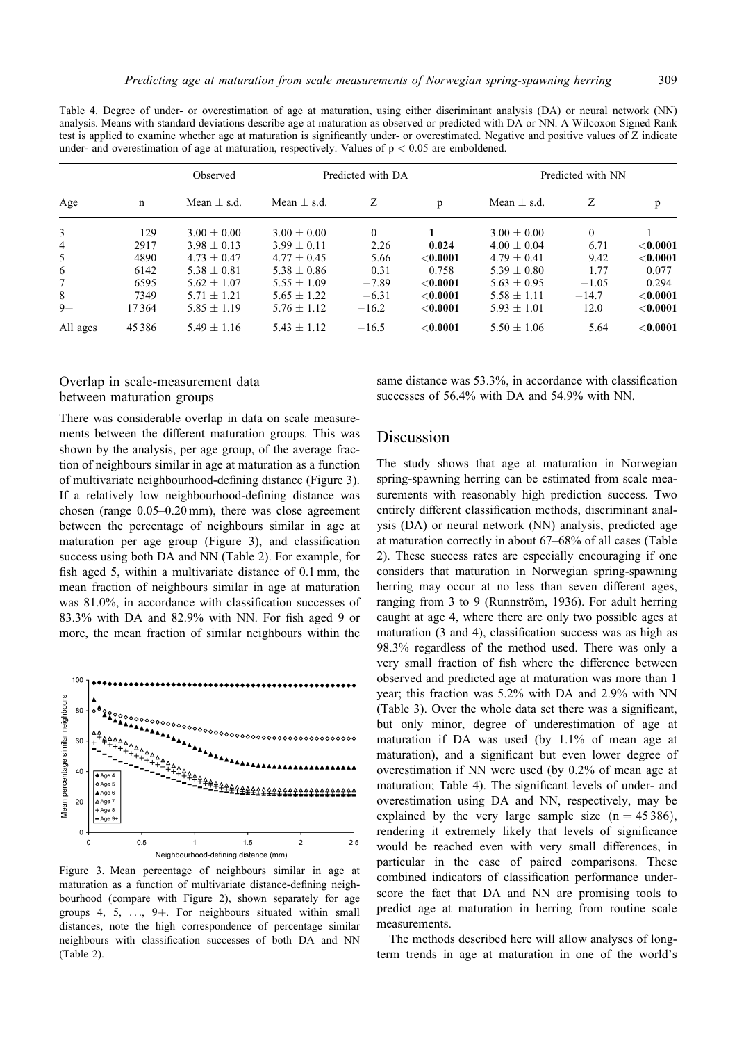Table 4. Degree of under- or overestimation of age at maturation, using either discriminant analysis (DA) or neural network (NN) analysis. Means with standard deviations describe age at maturation as observed or predicted with DA or NN. A Wilcoxon Signed Rank test is applied to examine whether age at maturation is significantly under- or overestimated. Negative and positive values of Z indicate under- and overestimation of age at maturation, respectively. Values of $p < 0.05$ are emboldened.

| Age | n | Observed | Predicted with DA | | | Predicted with NN | | |
|---|---|---|---|---|---|---|---|---|
| | | Mean ± s.d. | Mean ± s.d. | Z | p | Mean ± s.d. | Z | p |
| 3 | 129 | 3.00 ± 0.00 | 3.00 ± 0.00 | 0 | **1** | 3.00 ± 0.00 | 0 | 1 |
| 4 | 2917 | 3.98 ± 0.13 | 3.99 ± 0.11 | 2.26 | **0.024** | 4.00 ± 0.04 | 6.71 | **<0.0001** |
| 5 | 4890 | 4.73 ± 0.47 | 4.77 ± 0.45 | 5.66 | **<0.0001** | 4.79 ± 0.41 | 9.42 | **<0.0001** |
| 6 | 6142 | 5.38 ± 0.81 | 5.38 ± 0.86 | 0.31 | 0.758 | 5.39 ± 0.80 | 1.77 | 0.077 |
| 7 | 6595 | 5.62 ± 1.07 | 5.55 ± 1.09 | −7.89 | **<0.0001** | 5.63 ± 0.95 | −1.05 | 0.294 |
| 8 | 7349 | 5.71 ± 1.21 | 5.65 ± 1.22 | −6.31 | **<0.0001** | 5.58 ± 1.11 | −14.7 | **<0.0001** |
| 9+ | 17364 | 5.85 ± 1.19 | 5.76 ± 1.12 | −16.2 | **<0.0001** | 5.93 ± 1.01 | 12.0 | **<0.0001** |
| All ages | 45386 | 5.49 ± 1.16 | 5.43 ± 1.12 | −16.5 | **<0.0001** | 5.50 ± 1.06 | 5.64 | **<0.0001** |

### Overlap in scale-measurement data between maturation groups

There was considerable overlap in data on scale measurements between the different maturation groups. This was shown by the analysis, per age group, of the average fraction of neighbours similar in age at maturation as a function of multivariate neighbourhood-defining distance (Figure 3). If a relatively low neighbourhood-defining distance was chosen (range 0.05–0.20 mm), there was close agreement between the percentage of neighbours similar in age at maturation per age group (Figure 3), and classification success using both DA and NN (Table 2). For example, for fish aged 5, within a multivariate distance of 0.1 mm, the mean fraction of neighbours similar in age at maturation was 81.0%, in accordance with classification successes of 83.3% with DA and 82.9% with NN. For fish aged 9 or more, the mean fraction of similar neighbours within the same distance was 53.3%, in accordance with classification successes of 56.4% with DA and 54.9% with NN.

Figure 3. Mean percentage of neighbours similar in age at maturation as a function of multivariate distance-defining neighbourhood (compare with Figure 2), shown separately for age groups 4, 5, ..., 9+. For neighbours situated within small distances, note the high correspondence of percentage similar neighbours with classification successes of both DA and NN (Table 2).

## Discussion

The study shows that age at maturation in Norwegian spring-spawning herring can be estimated from scale measurements with reasonably high prediction success. Two entirely different classification methods, discriminant analysis (DA) or neural network (NN) analysis, predicted age at maturation correctly in about 67–68% of all cases (Table 2). These success rates are especially encouraging if one considers that maturation in Norwegian spring-spawning herring may occur at no less than seven different ages, ranging from 3 to 9 (Runnström, 1936). For adult herring caught at age 4, where there are only two possible ages at maturation (3 and 4), classification success was as high as 98.3% regardless of the method used. There was only a very small fraction of fish where the difference between observed and predicted age at maturation was more than 1 year; this fraction was 5.2% with DA and 2.9% with NN (Table 3). Over the whole data set there was a significant, but only minor, degree of underestimation of age at maturation if DA was used (by 1.1% of mean age at maturation), and a significant but even lower degree of overestimation if NN were used (by 0.2% of mean age at maturation; Table 4). The significant levels of under- and overestimation using DA and NN, respectively, may be explained by the very large sample size ($n = 45\,386$), rendering it extremely likely that levels of significance would be reached even with very small differences, in particular in the case of paired comparisons. These combined indicators of classification performance underscore the fact that DA and NN are promising tools to predict age at maturation in herring from routine scale measurements.

The methods described here will allow analyses of long-term trends in age at maturation in one of the world's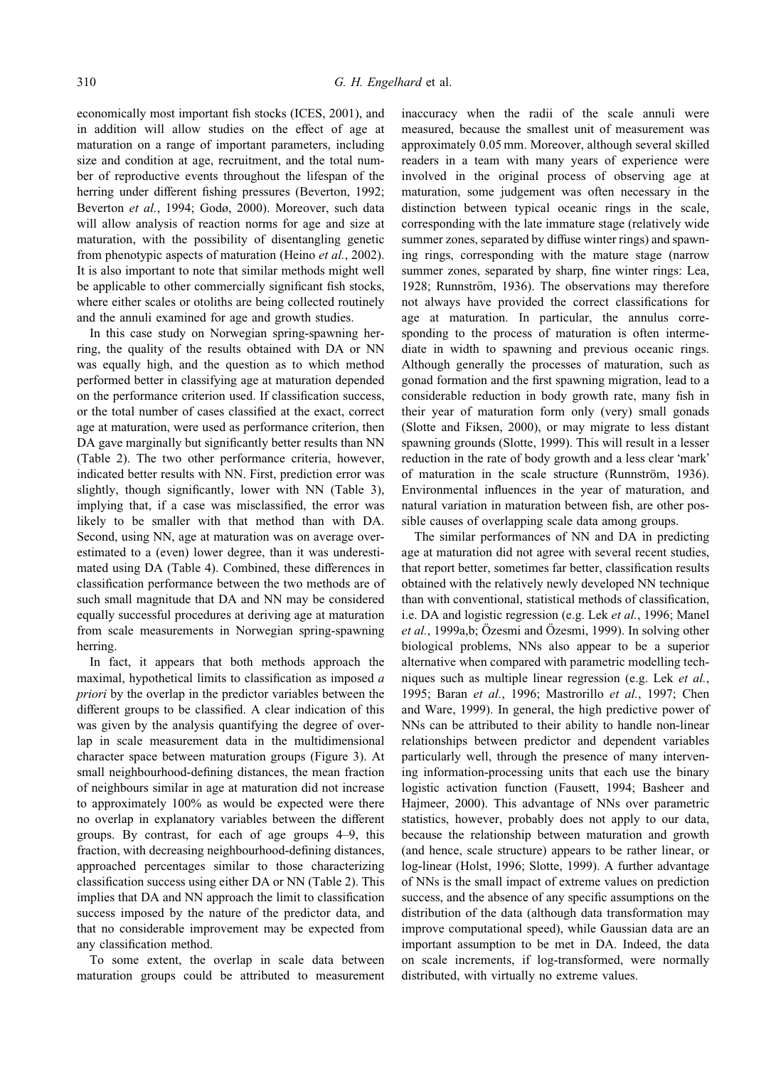economically most important fish stocks (ICES, 2001), and in addition will allow studies on the effect of age at maturation on a range of important parameters, including size and condition at age, recruitment, and the total number of reproductive events throughout the lifespan of the herring under different fishing pressures (Beverton, 1992; Beverton *et al.*, 1994; Godø, 2000). Moreover, such data will allow analysis of reaction norms for age and size at maturation, with the possibility of disentangling genetic from phenotypic aspects of maturation (Heino *et al.*, 2002). It is also important to note that similar methods might well be applicable to other commercially significant fish stocks, where either scales or otoliths are being collected routinely and the annuli examined for age and growth studies.

In this case study on Norwegian spring-spawning herring, the quality of the results obtained with DA or NN was equally high, and the question as to which method performed better in classifying age at maturation depended on the performance criterion used. If classification success, or the total number of cases classified at the exact, correct age at maturation, were used as performance criterion, then DA gave marginally but significantly better results than NN (Table 2). The two other performance criteria, however, indicated better results with NN. First, prediction error was slightly, though significantly, lower with NN (Table 3), implying that, if a case was misclassified, the error was likely to be smaller with that method than with DA. Second, using NN, age at maturation was on average overestimated to a (even) lower degree, than it was underestimated using DA (Table 4). Combined, these differences in classification performance between the two methods are of such small magnitude that DA and NN may be considered equally successful procedures at deriving age at maturation from scale measurements in Norwegian spring-spawning herring.

In fact, it appears that both methods approach the maximal, hypothetical limits to classification as imposed *a priori* by the overlap in the predictor variables between the different groups to be classified. A clear indication of this was given by the analysis quantifying the degree of overlap in scale measurement data in the multidimensional character space between maturation groups (Figure 3). At small neighbourhood-defining distances, the mean fraction of neighbours similar in age at maturation did not increase to approximately 100% as would be expected were there no overlap in explanatory variables between the different groups. By contrast, for each of age groups 4–9, this fraction, with decreasing neighbourhood-defining distances, approached percentages similar to those characterizing classification success using either DA or NN (Table 2). This implies that DA and NN approach the limit to classification success imposed by the nature of the predictor data, and that no considerable improvement may be expected from any classification method.

To some extent, the overlap in scale data between maturation groups could be attributed to measurement inaccuracy when the radii of the scale annuli were measured, because the smallest unit of measurement was approximately 0.05 mm. Moreover, although several skilled readers in a team with many years of experience were involved in the original process of observing age at maturation, some judgement was often necessary in the distinction between typical oceanic rings in the scale, corresponding with the late immature stage (relatively wide summer zones, separated by diffuse winter rings) and spawning rings, corresponding with the mature stage (narrow summer zones, separated by sharp, fine winter rings: Lea, 1928; Runnström, 1936). The observations may therefore not always have provided the correct classifications for age at maturation. In particular, the annulus corresponding to the process of maturation is often intermediate in width to spawning and previous oceanic rings. Although generally the processes of maturation, such as gonad formation and the first spawning migration, lead to a considerable reduction in body growth rate, many fish in their year of maturation form only (very) small gonads (Slotte and Fiksen, 2000), or may migrate to less distant spawning grounds (Slotte, 1999). This will result in a lesser reduction in the rate of body growth and a less clear 'mark' of maturation in the scale structure (Runnström, 1936). Environmental influences in the year of maturation, and natural variation in maturation between fish, are other possible causes of overlapping scale data among groups.

The similar performances of NN and DA in predicting age at maturation did not agree with several recent studies, that report better, sometimes far better, classification results obtained with the relatively newly developed NN technique than with conventional, statistical methods of classification, i.e. DA and logistic regression (e.g. Lek *et al.*, 1996; Manel *et al.*, 1999a,b; Özesmi and Özesmi, 1999). In solving other biological problems, NNs also appear to be a superior alternative when compared with parametric modelling techniques such as multiple linear regression (e.g. Lek *et al.*, 1995; Baran *et al.*, 1996; Mastrorillo *et al.*, 1997; Chen and Ware, 1999). In general, the high predictive power of NNs can be attributed to their ability to handle non-linear relationships between predictor and dependent variables particularly well, through the presence of many intervening information-processing units that each use the binary logistic activation function (Fausett, 1994; Basheer and Hajmeer, 2000). This advantage of NNs over parametric statistics, however, probably does not apply to our data, because the relationship between maturation and growth (and hence, scale structure) appears to be rather linear, or log-linear (Holst, 1996; Slotte, 1999). A further advantage of NNs is the small impact of extreme values on prediction success, and the absence of any specific assumptions on the distribution of the data (although data transformation may improve computational speed), while Gaussian data are an important assumption to be met in DA. Indeed, the data on scale increments, if log-transformed, were normally distributed, with virtually no extreme values.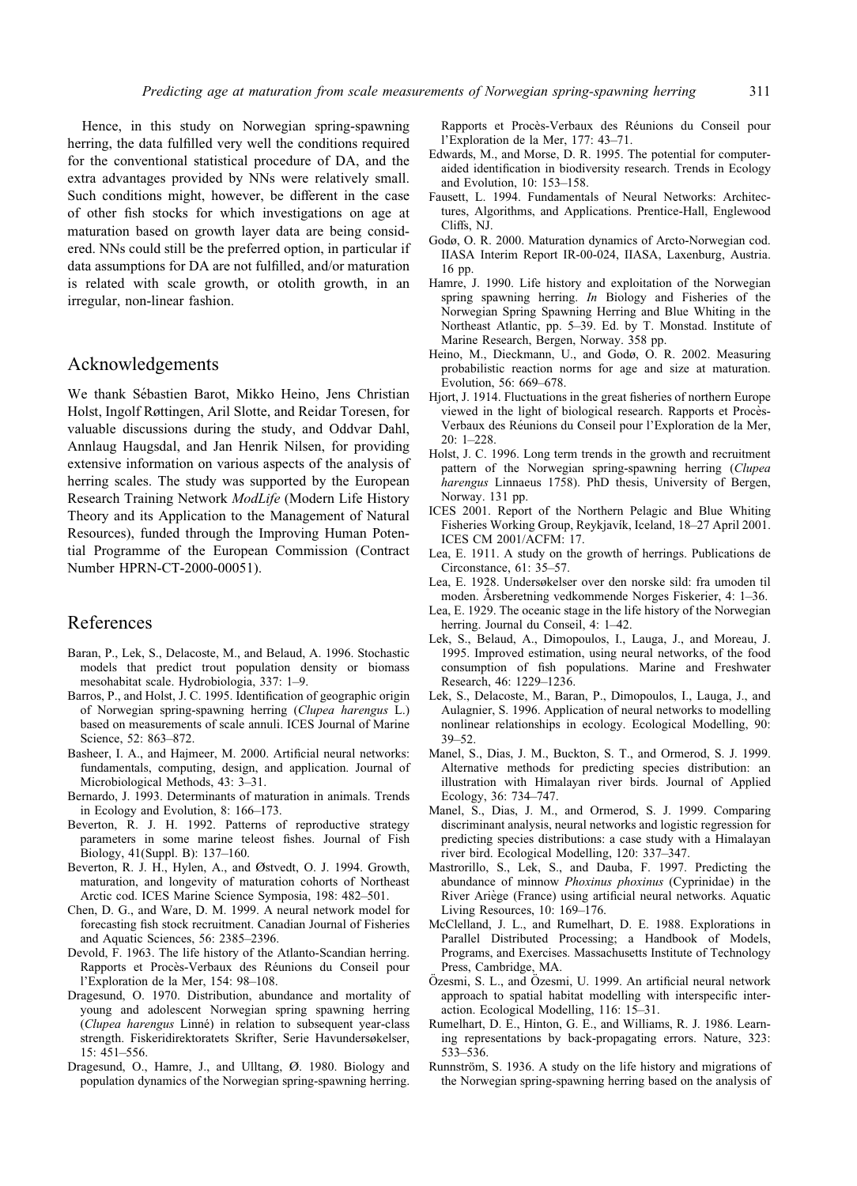Hence, in this study on Norwegian spring-spawning herring, the data fulfilled very well the conditions required for the conventional statistical procedure of DA, and the extra advantages provided by NNs were relatively small. Such conditions might, however, be different in the case of other fish stocks for which investigations on age at maturation based on growth layer data are being considered. NNs could still be the preferred option, in particular if data assumptions for DA are not fulfilled, and/or maturation is related with scale growth, or otolith growth, in an irregular, non-linear fashion.

## Acknowledgements

We thank Sébastien Barot, Mikko Heino, Jens Christian Holst, Ingolf Røttingen, Aril Slotte, and Reidar Toresen, for valuable discussions during the study, and Oddvar Dahl, Annlaug Haugsdal, and Jan Henrik Nilsen, for providing extensive information on various aspects of the analysis of herring scales. The study was supported by the European Research Training Network *ModLife* (Modern Life History Theory and its Application to the Management of Natural Resources), funded through the Improving Human Potential Programme of the European Commission (Contract Number HPRN-CT-2000-00051).

## References

Baran, P., Lek, S., Delacoste, M., and Belaud, A. 1996. Stochastic models that predict trout population density or biomass mesohabitat scale. Hydrobiologia, 337: 1–9.

Barros, P., and Holst, J. C. 1995. Identification of geographic origin of Norwegian spring-spawning herring (*Clupea harengus* L.) based on measurements of scale annuli. ICES Journal of Marine Science, 52: 863–872.

Basheer, I. A., and Hajmeer, M. 2000. Artificial neural networks: fundamentals, computing, design, and application. Journal of Microbiological Methods, 43: 3–31.

Bernardo, J. 1993. Determinants of maturation in animals. Trends in Ecology and Evolution, 8: 166–173.

Beverton, R. J. H. 1992. Patterns of reproductive strategy parameters in some marine teleost fishes. Journal of Fish Biology, 41(Suppl. B): 137–160.

Beverton, R. J. H., Hylen, A., and Østvedt, O. J. 1994. Growth, maturation, and longevity of maturation cohorts of Northeast Arctic cod. ICES Marine Science Symposia, 198: 482–501.

Chen, D. G., and Ware, D. M. 1999. A neural network model for forecasting fish stock recruitment. Canadian Journal of Fisheries and Aquatic Sciences, 56: 2385–2396.

Devold, F. 1963. The life history of the Atlanto-Scandian herring. Rapports et Procès-Verbaux des Réunions du Conseil pour l'Exploration de la Mer, 154: 98–108.

Dragesund, O. 1970. Distribution, abundance and mortality of young and adolescent Norwegian spring spawning herring (*Clupea harengus* Linné) in relation to subsequent year-class strength. Fiskeridirektoratets Skrifter, Serie Havundersøkelser, 15: 451–556.

Dragesund, O., Hamre, J., and Ulltang, Ø. 1980. Biology and population dynamics of the Norwegian spring-spawning herring. Rapports et Procès-Verbaux des Réunions du Conseil pour l'Exploration de la Mer, 177: 43–71.

Edwards, M., and Morse, D. R. 1995. The potential for computer-aided identification in biodiversity research. Trends in Ecology and Evolution, 10: 153–158.

Fausett, L. 1994. Fundamentals of Neural Networks: Architectures, Algorithms, and Applications. Prentice-Hall, Englewood Cliffs, NJ.

Godø, O. R. 2000. Maturation dynamics of Arcto-Norwegian cod. IIASA Interim Report IR-00-024, IIASA, Laxenburg, Austria. 16 pp.

Hamre, J. 1990. Life history and exploitation of the Norwegian spring spawning herring. *In* Biology and Fisheries of the Norwegian Spring Spawning Herring and Blue Whiting in the Northeast Atlantic, pp. 5–39. Ed. by T. Monstad. Institute of Marine Research, Bergen, Norway. 358 pp.

Heino, M., Dieckmann, U., and Godø, O. R. 2002. Measuring probabilistic reaction norms for age and size at maturation. Evolution, 56: 669–678.

Hjort, J. 1914. Fluctuations in the great fisheries of northern Europe viewed in the light of biological research. Rapports et Procès-Verbaux des Réunions du Conseil pour l'Exploration de la Mer, 20: 1–228.

Holst, J. C. 1996. Long term trends in the growth and recruitment pattern of the Norwegian spring-spawning herring (*Clupea harengus* Linnaeus 1758). PhD thesis, University of Bergen, Norway. 131 pp.

ICES 2001. Report of the Northern Pelagic and Blue Whiting Fisheries Working Group, Reykjavík, Iceland, 18–27 April 2001. ICES CM 2001/ACFM: 17.

Lea, E. 1911. A study on the growth of herrings. Publications de Circonstance, 61: 35–57.

Lea, E. 1928. Undersøkelser over den norske sild: fra umoden til moden. Årsberetning vedkommende Norges Fiskerier, 4: 1–36.

Lea, E. 1929. The oceanic stage in the life history of the Norwegian herring. Journal du Conseil, 4: 1–42.

Lek, S., Belaud, A., Dimopoulos, I., Lauga, J., and Moreau, J. 1995. Improved estimation, using neural networks, of the food consumption of fish populations. Marine and Freshwater Research, 46: 1229–1236.

Lek, S., Delacoste, M., Baran, P., Dimopoulos, I., Lauga, J., and Aulagnier, S. 1996. Application of neural networks to modelling nonlinear relationships in ecology. Ecological Modelling, 90: 39–52.

Manel, S., Dias, J. M., Buckton, S. T., and Ormerod, S. J. 1999. Alternative methods for predicting species distribution: an illustration with Himalayan river birds. Journal of Applied Ecology, 36: 734–747.

Manel, S., Dias, J. M., and Ormerod, S. J. 1999. Comparing discriminant analysis, neural networks and logistic regression for predicting species distributions: a case study with a Himalayan river bird. Ecological Modelling, 120: 337–347.

Mastrorillo, S., Lek, S., and Dauba, F. 1997. Predicting the abundance of minnow *Phoxinus phoxinus* (Cyprinidae) in the River Ariège (France) using artificial neural networks. Aquatic Living Resources, 10: 169–176.

McClelland, J. L., and Rumelhart, D. E. 1988. Explorations in Parallel Distributed Processing; a Handbook of Models, Programs, and Exercises. Massachusetts Institute of Technology Press, Cambridge, MA.

Özesmi, S. L., and Özesmi, U. 1999. An artificial neural network approach to spatial habitat modelling with interspecific interaction. Ecological Modelling, 116: 15–31.

Rumelhart, D. E., Hinton, G. E., and Williams, R. J. 1986. Learning representations by back-propagating errors. Nature, 323: 533–536.

Runnström, S. 1936. A study on the life history and migrations of the Norwegian spring-spawning herring based on the analysis of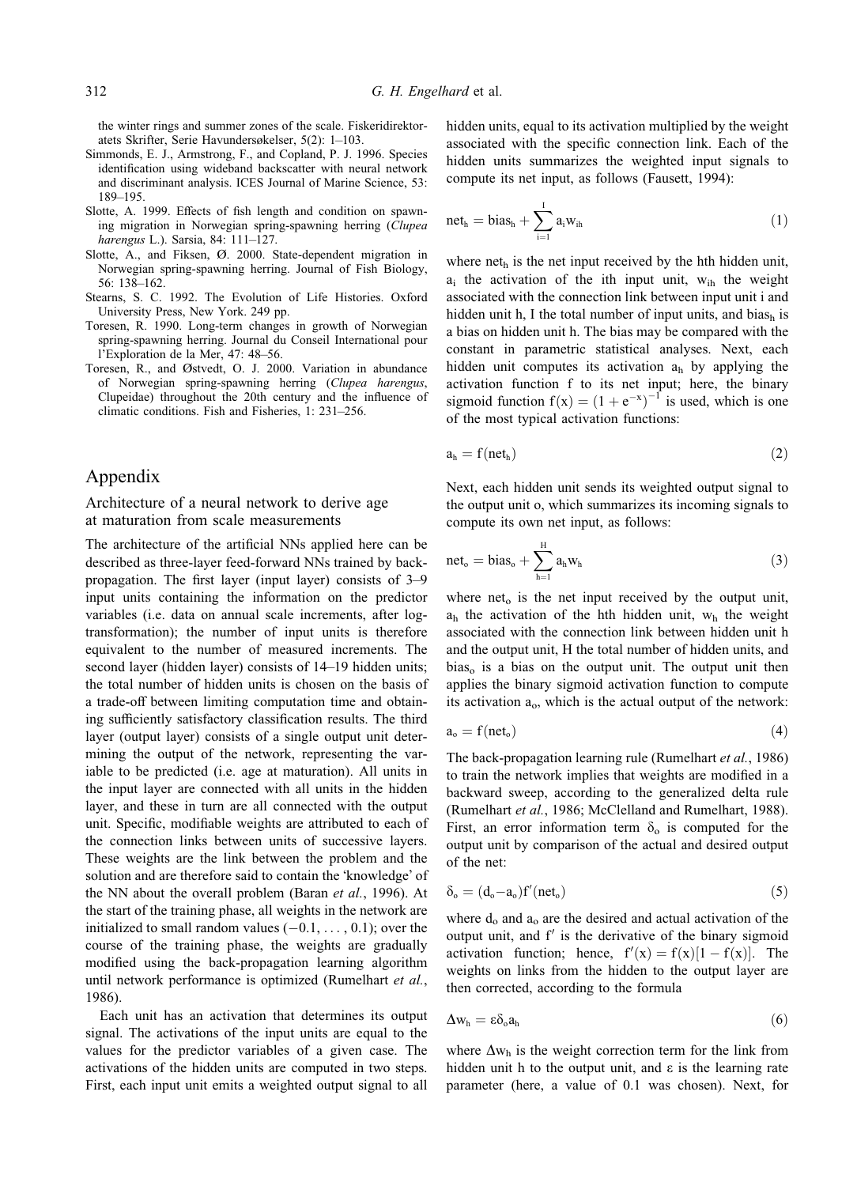the winter rings and summer zones of the scale. Fiskeridirektoratets Skrifter, Serie Havundersøkelser, 5(2): 1–103.

Simmonds, E. J., Armstrong, F., and Copland, P. J. 1996. Species identification using wideband backscatter with neural network and discriminant analysis. ICES Journal of Marine Science, 53: 189–195.

Slotte, A. 1999. Effects of fish length and condition on spawning migration in Norwegian spring-spawning herring (*Clupea harengus* L.). Sarsia, 84: 111–127.

Slotte, A., and Fiksen, Ø. 2000. State-dependent migration in Norwegian spring-spawning herring. Journal of Fish Biology, 56: 138–162.

Stearns, S. C. 1992. The Evolution of Life Histories. Oxford University Press, New York. 249 pp.

Toresen, R. 1990. Long-term changes in growth of Norwegian spring-spawning herring. Journal du Conseil International pour l'Exploration de la Mer, 47: 48–56.

Toresen, R., and Østvedt, O. J. 2000. Variation in abundance of Norwegian spring-spawning herring (*Clupea harengus*, Clupeidae) throughout the 20th century and the influence of climatic conditions. Fish and Fisheries, 1: 231–256.

# Appendix

## Architecture of a neural network to derive age at maturation from scale measurements

The architecture of the artificial NNs applied here can be described as three-layer feed-forward NNs trained by back-propagation. The first layer (input layer) consists of 3–9 input units containing the information on the predictor variables (i.e. data on annual scale increments, after log-transformation); the number of input units is therefore equivalent to the number of measured increments. The second layer (hidden layer) consists of 14–19 hidden units; the total number of hidden units is chosen on the basis of a trade-off between limiting computation time and obtaining sufficiently satisfactory classification results. The third layer (output layer) consists of a single output unit determining the output of the network, representing the variable to be predicted (i.e. age at maturation). All units in the input layer are connected with all units in the hidden layer, and these in turn are all connected with the output unit. Specific, modifiable weights are attributed to each of the connection links between units of successive layers. These weights are the link between the problem and the solution and are therefore said to contain the 'knowledge' of the NN about the overall problem (Baran *et al.*, 1996). At the start of the training phase, all weights in the network are initialized to small random values (−0.1, … , 0.1); over the course of the training phase, the weights are gradually modified using the back-propagation learning algorithm until network performance is optimized (Rumelhart *et al.*, 1986).

Each unit has an activation that determines its output signal. The activations of the input units are equal to the values for the predictor variables of a given case. The activations of the hidden units are computed in two steps. First, each input unit emits a weighted output signal to all hidden units, equal to its activation multiplied by the weight associated with the specific connection link. Each of the hidden units summarizes the weighted input signals to compute its net input, as follows (Fausett, 1994):

$$\mathrm{net_h} = \mathrm{bias_h} + \sum_{i=1}^{I} a_i w_{ih} \tag{1}$$

where $\mathrm{net_h}$ is the net input received by the hth hidden unit, $a_i$ the activation of the ith input unit, $w_{ih}$ the weight associated with the connection link between input unit i and hidden unit h, I the total number of input units, and $\mathrm{bias_h}$ is a bias on hidden unit h. The bias may be compared with the constant in parametric statistical analyses. Next, each hidden unit computes its activation $a_h$ by applying the activation function f to its net input; here, the binary sigmoid function $f(x) = (1+e^{-x})^{-1}$ is used, which is one of the most typical activation functions:

$$a_h = f(\mathrm{net_h}) \tag{2}$$

Next, each hidden unit sends its weighted output signal to the output unit o, which summarizes its incoming signals to compute its own net input, as follows:

$$\mathrm{net_o} = \mathrm{bias_o} + \sum_{h=1}^{H} a_h w_h \tag{3}$$

where $\mathrm{net_o}$ is the net input received by the output unit, $a_h$ the activation of the hth hidden unit, $w_h$ the weight associated with the connection link between hidden unit h and the output unit, H the total number of hidden units, and $\mathrm{bias_o}$ is a bias on the output unit. The output unit then applies the binary sigmoid activation function to compute its activation $a_o$, which is the actual output of the network:

$$a_o = f(\mathrm{net_o}) \tag{4}$$

The back-propagation learning rule (Rumelhart *et al.*, 1986) to train the network implies that weights are modified in a backward sweep, according to the generalized delta rule (Rumelhart *et al.*, 1986; McClelland and Rumelhart, 1988). First, an error information term $\delta_o$ is computed for the output unit by comparison of the actual and desired output of the net:

$$\delta_o = (d_o - a_o) f'(\mathrm{net_o}) \tag{5}$$

where $d_o$ and $a_o$ are the desired and actual activation of the output unit, and $f'$ is the derivative of the binary sigmoid activation function; hence, $f'(x) = f(x)[1 - f(x)]$. The weights on links from the hidden to the output layer are then corrected, according to the formula

$$\Delta w_h = \varepsilon \delta_o a_h \tag{6}$$

where $\Delta w_h$ is the weight correction term for the link from hidden unit h to the output unit, and $\varepsilon$ is the learning rate parameter (here, a value of 0.1 was chosen). Next, for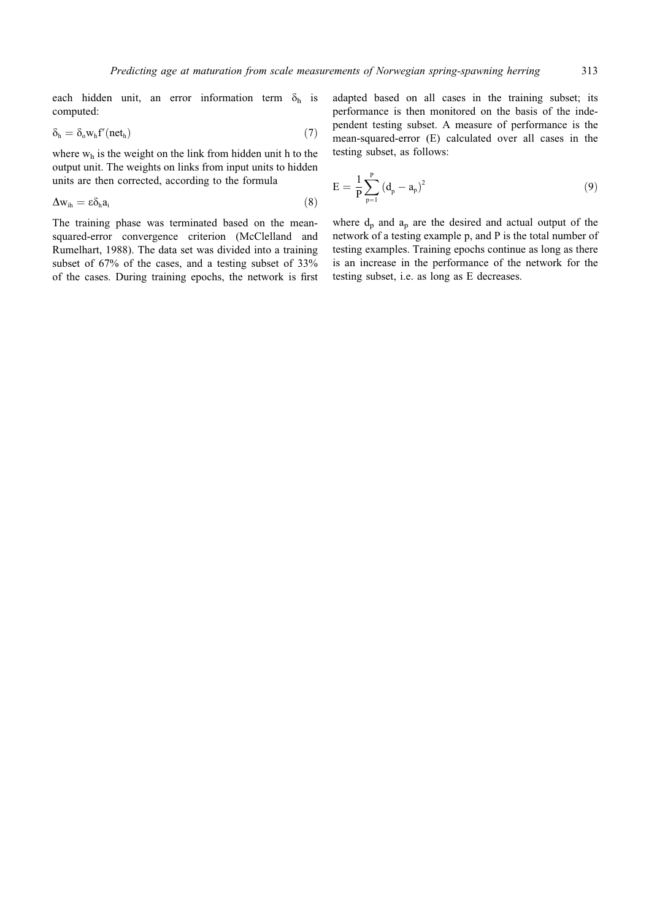each hidden unit, an error information term $\delta_h$ is computed:

$$\delta_h = \delta_o w_h f'(net_h) \tag{7}$$

where $w_h$ is the weight on the link from hidden unit h to the output unit. The weights on links from input units to hidden units are then corrected, according to the formula

$$\Delta w_{ih} = \varepsilon \delta_h a_i \tag{8}$$

The training phase was terminated based on the mean-squared-error convergence criterion (McClelland and Rumelhart, 1988). The data set was divided into a training subset of 67% of the cases, and a testing subset of 33% of the cases. During training epochs, the network is first adapted based on all cases in the training subset; its performance is then monitored on the basis of the independent testing subset. A measure of performance is the mean-squared-error (E) calculated over all cases in the testing subset, as follows:

$$E = \frac{1}{P} \sum_{p=1}^{P} (d_p - a_p)^2 \tag{9}$$

where $d_p$ and $a_p$ are the desired and actual output of the network of a testing example p, and P is the total number of testing examples. Training epochs continue as long as there is an increase in the performance of the network for the testing subset, i.e. as long as E decreases.